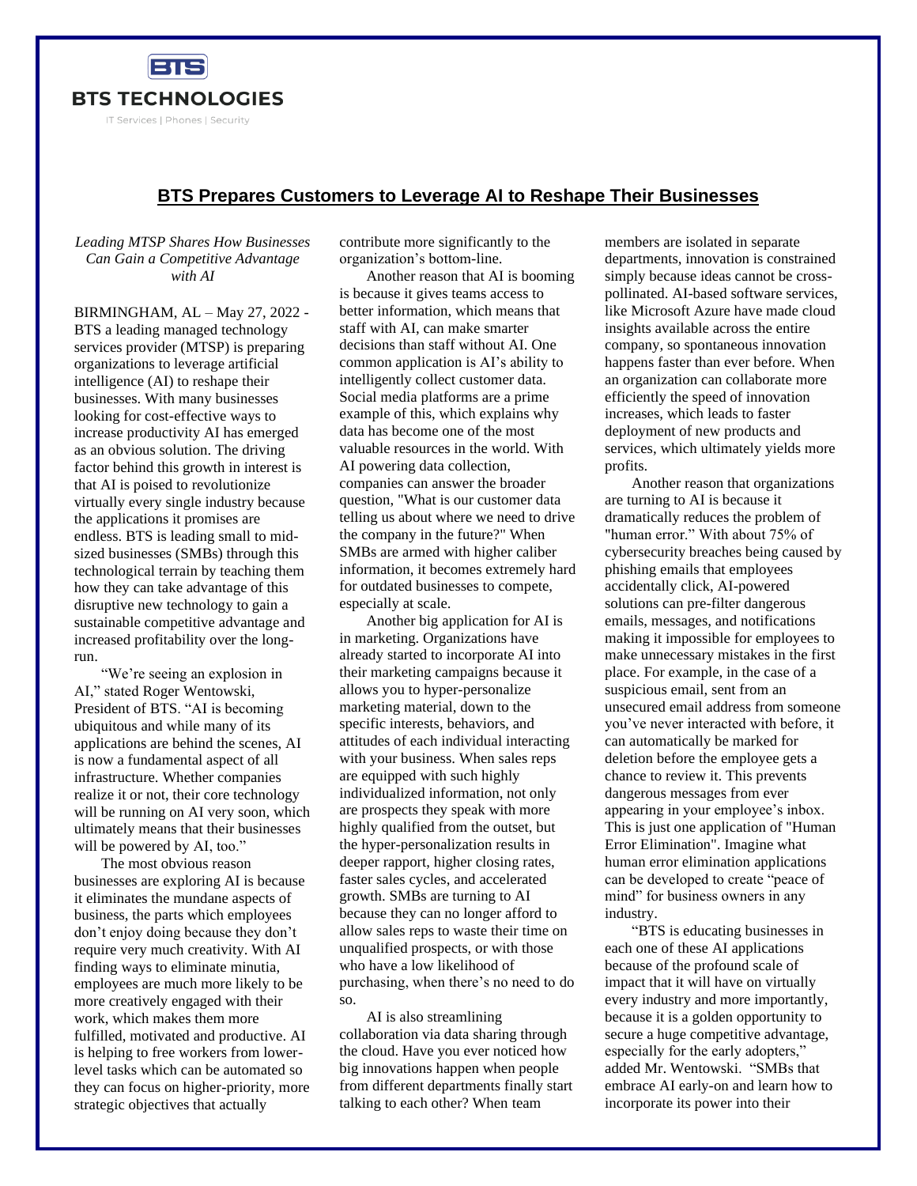BTS TECHNOLOGIES

IT Services | Phones | Security

# BTS Prepares Customers to Leverage AI to Reshape Their Businesses

*Leading MTSP Shares How Businesses Can Gain a Competitive Advantage with AI*

BIRMINGHAM, AL – May 27, 2022 - BTS a leading managed technology services provider (MTSP) is preparing organizations to leverage artificial intelligence (AI) to reshape their businesses. With many businesses looking for cost-effective ways to increase productivity AI has emerged as an obvious solution. The driving factor behind this growth in interest is that AI is poised to revolutionize virtually every single industry because the applications it promises are endless. BTS is leading small to mid-sized businesses (SMBs) through this technological terrain by teaching them how they can take advantage of this disruptive new technology to gain a sustainable competitive advantage and increased profitability over the long-run.

"We're seeing an explosion in AI," stated Roger Wentowski, President of BTS. "AI is becoming ubiquitous and while many of its applications are behind the scenes, AI is now a fundamental aspect of all infrastructure. Whether companies realize it or not, their core technology will be running on AI very soon, which ultimately means that their businesses will be powered by AI, too."

The most obvious reason businesses are exploring AI is because it eliminates the mundane aspects of business, the parts which employees don't enjoy doing because they don't require very much creativity. With AI finding ways to eliminate minutia, employees are much more likely to be more creatively engaged with their work, which makes them more fulfilled, motivated and productive. AI is helping to free workers from lower-level tasks which can be automated so they can focus on higher-priority, more strategic objectives that actually contribute more significantly to the organization's bottom-line.

Another reason that AI is booming is because it gives teams access to better information, which means that staff with AI, can make smarter decisions than staff without AI. One common application is AI's ability to intelligently collect customer data. Social media platforms are a prime example of this, which explains why data has become one of the most valuable resources in the world. With AI powering data collection, companies can answer the broader question, "What is our customer data telling us about where we need to drive the company in the future?" When SMBs are armed with higher caliber information, it becomes extremely hard for outdated businesses to compete, especially at scale.

Another big application for AI is in marketing. Organizations have already started to incorporate AI into their marketing campaigns because it allows you to hyper-personalize marketing material, down to the specific interests, behaviors, and attitudes of each individual interacting with your business. When sales reps are equipped with such highly individualized information, not only are prospects they speak with more highly qualified from the outset, but the hyper-personalization results in deeper rapport, higher closing rates, faster sales cycles, and accelerated growth. SMBs are turning to AI because they can no longer afford to allow sales reps to waste their time on unqualified prospects, or with those who have a low likelihood of purchasing, when there's no need to do so.

AI is also streamlining collaboration via data sharing through the cloud. Have you ever noticed how big innovations happen when people from different departments finally start talking to each other? When team members are isolated in separate departments, innovation is constrained simply because ideas cannot be cross-pollinated. AI-based software services, like Microsoft Azure have made cloud insights available across the entire company, so spontaneous innovation happens faster than ever before. When an organization can collaborate more efficiently the speed of innovation increases, which leads to faster deployment of new products and services, which ultimately yields more profits.

Another reason that organizations are turning to AI is because it dramatically reduces the problem of "human error." With about 75% of cybersecurity breaches being caused by phishing emails that employees accidentally click, AI-powered solutions can pre-filter dangerous emails, messages, and notifications making it impossible for employees to make unnecessary mistakes in the first place. For example, in the case of a suspicious email, sent from an unsecured email address from someone you've never interacted with before, it can automatically be marked for deletion before the employee gets a chance to review it. This prevents dangerous messages from ever appearing in your employee's inbox. This is just one application of "Human Error Elimination". Imagine what human error elimination applications can be developed to create "peace of mind" for business owners in any industry.

"BTS is educating businesses in each one of these AI applications because of the profound scale of impact that it will have on virtually every industry and more importantly, because it is a golden opportunity to secure a huge competitive advantage, especially for the early adopters," added Mr. Wentowski. "SMBs that embrace AI early-on and learn how to incorporate its power into their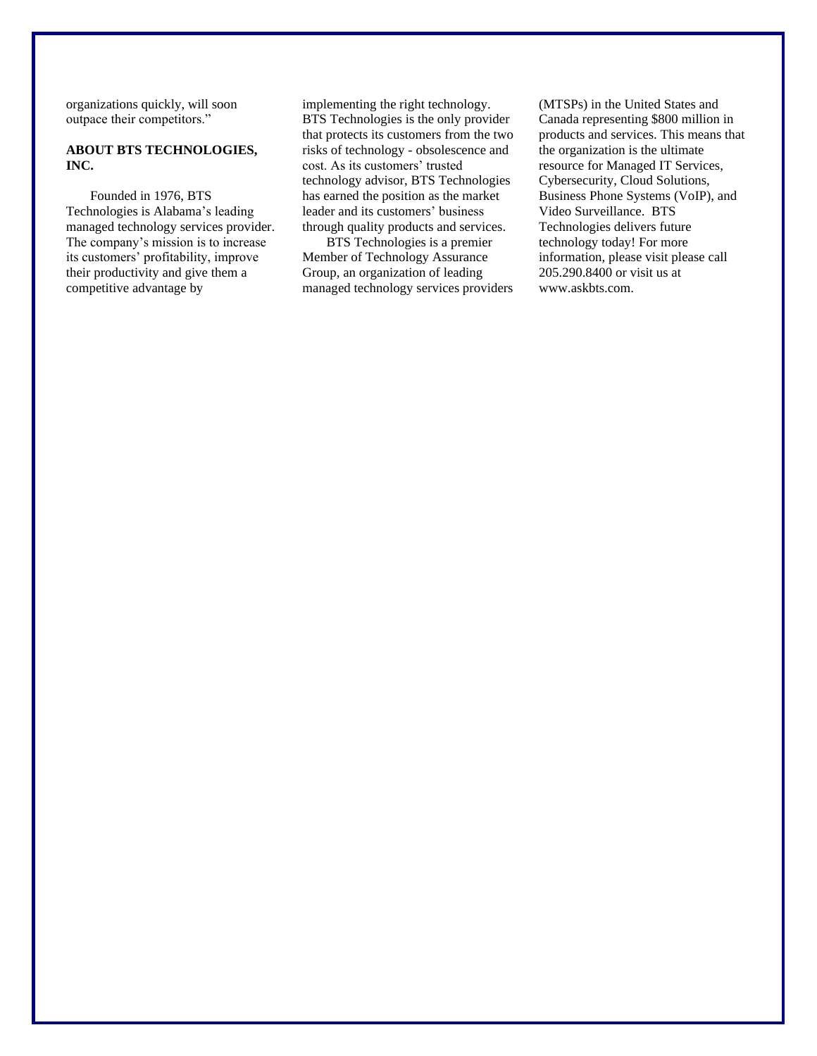organizations quickly, will soon outpace their competitors."

**ABOUT BTS TECHNOLOGIES, INC.**

Founded in 1976, BTS Technologies is Alabama's leading managed technology services provider. The company's mission is to increase its customers' profitability, improve their productivity and give them a competitive advantage by implementing the right technology. BTS Technologies is the only provider that protects its customers from the two risks of technology - obsolescence and cost. As its customers' trusted technology advisor, BTS Technologies has earned the position as the market leader and its customers' business through quality products and services.

BTS Technologies is a premier Member of Technology Assurance Group, an organization of leading managed technology services providers (MTSPs) in the United States and Canada representing $800 million in products and services. This means that the organization is the ultimate resource for Managed IT Services, Cybersecurity, Cloud Solutions, Business Phone Systems (VoIP), and Video Surveillance. BTS Technologies delivers future technology today! For more information, please visit please call 205.290.8400 or visit us at www.askbts.com.